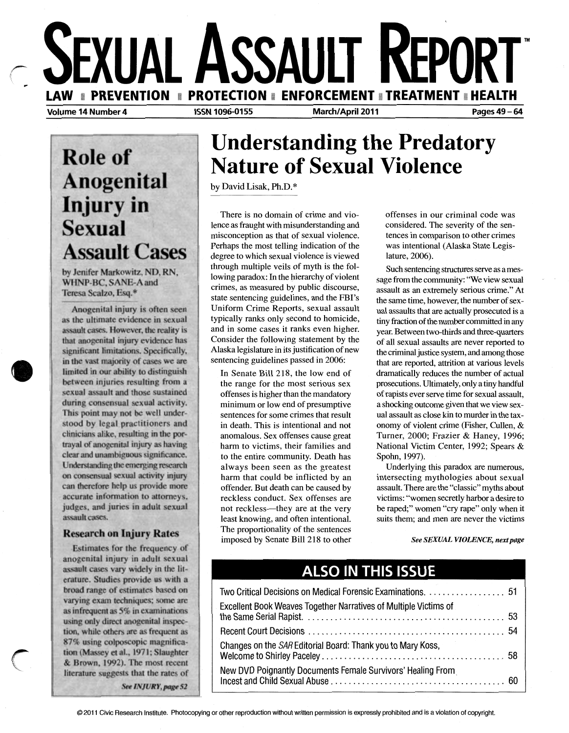# SEXUAL ASSAULT REPORT™

**LAW ▪ PREVENTION ▪ PROTECTION ▪ ENFORCEMENT ▪ TREATMENT ▪ HEALTH**

Volume 14 Number 4 | ISSN 1096-0155 | March/April 2011

## Understanding the Predatory Nature of Sexual Violence

by David Lisak, Ph.D.*

There is no domain of crime and violence as fraught with misunderstanding and misconception as that of sexual violence. Perhaps the most telling indication of the degree to which sexual violence is viewed through multiple veils of myth is the following paradox: In the hierarchy of violent crimes, as measured by public discourse, state sentencing guidelines, and the FBI's Uniform Crime Reports, sexual assault typically ranks only second to homicide, and in some cases it ranks even higher. Consider the following statement by the Alaska legislature in its justification of new sentencing guidelines passed in 2006:

> In Senate Bill 218, the low end of the range for the most serious sex offenses is higher than the mandatory minimum or low end of presumptive sentences for some crimes that result in death. This is intentional and not anomalous. Sex offenses cause great harm to victims, their families and to the entire community. Death has always been seen as the greatest harm that could be inflicted by an offender. But death can be caused by reckless conduct. Sex offenses are not reckless—they are at the very least knowing, and often intentional. The proportionality of the sentences imposed by Senate Bill 218 to other offenses in our criminal code was considered. The severity of the sentences in comparison to other crimes was intentional (Alaska State Legislature, 2006).

Such sentencing structures serve as a message from the community: "We view sexual assault as an extremely serious crime." At the same time, however, the number of sexual assaults that are actually prosecuted is a tiny fraction of the number committed in any year. Between two-thirds and three-quarters of all sexual assaults are never reported to the criminal justice system, and among those that are reported, attrition at various levels dramatically reduces the number of actual prosecutions. Ultimately, only a tiny handful of rapists ever serve time for sexual assault, a shocking outcome given that we view sexual assault as close kin to murder in the taxonomy of violent crime (Fisher, Cullen, & Turner, 2000; Frazier & Haney, 1996; National Victim Center, 1992; Spears & Spohn, 1997).

Underlying this paradox are numerous, intersecting mythologies about sexual assault. There are the "classic" myths about victims: "women secretly harbor a desire to be raped;" women "cry rape" only when it suits them; and men are never the victims

*See SEXUAL VIOLENCE, next page*

## Role of Anogenital Injury in Sexual Assault Cases

by Jenifer Markowitz, ND, RN, WHNP-BC, SANE-A and Teresa Scalzo, Esq.*

Anogenital injury is often seen as the ultimate evidence in sexual assault cases. However, the reality is that anogenital injury evidence has significant limitations. Specifically, in the vast majority of cases we are limited in our ability to distinguish between injuries resulting from a sexual assault and those sustained during consensual sexual activity. This point may not be well understood by legal practitioners and clinicians alike, resulting in the portrayal of anogenital injury as having clear and unambiguous significance. Understanding the emerging research on consensual sexual activity injury can therefore help us provide more accurate information to attorneys, judges, and juries in adult sexual assault cases.

### Research on Injury Rates

Estimates for the frequency of anogenital injury in adult sexual assault cases vary widely in the literature. Studies provide us with a broad range of estimates based on varying exam techniques; some are as infrequent as 5% in examinations using only direct anogenital inspection, while others are as frequent as 87% using colposcopic magnification (Massey et al., 1971; Slaughter & Brown, 1992). The most recent literature suggests that the rates of

*See INJURY, page 52*

## ALSO IN THIS ISSUE

Two Critical Decisions on Medical Forensic Examinations .................. 51

Excellent Book Weaves Together Narratives of Multiple Victims of the Same Serial Rapist .................. 53

Recent Court Decisions .................. 54

Changes on the *SAR* Editorial Board: Thank you to Mary Koss, Welcome to Shirley Paceley .................. 58

New DVD Poignantly Documents Female Survivors' Healing From Incest and Child Sexual Abuse .................. 60

© 2011 Civic Research Institute. Photocopying or other reproduction without written permission is expressly prohibited and is a violation of copyright.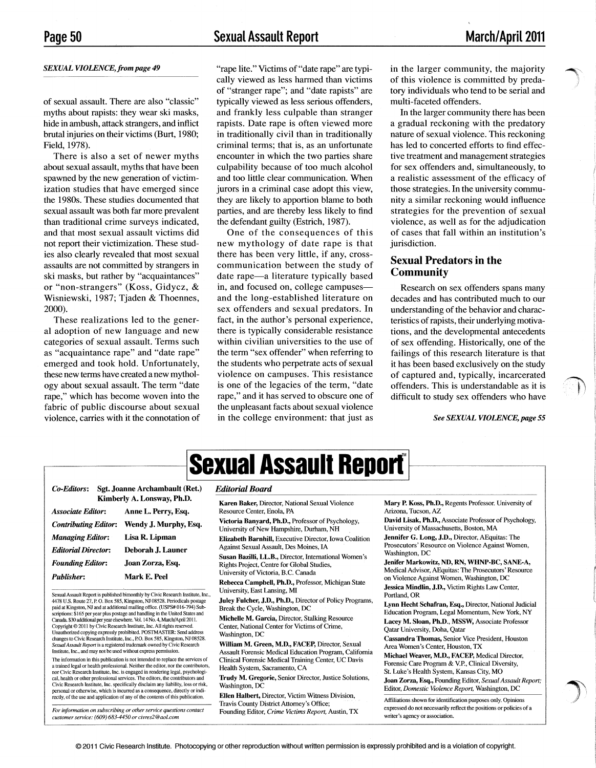*SEXUAL VIOLENCE, from page 49*

of sexual assault. There are also "classic" myths about rapists: they wear ski masks, hide in ambush, attack strangers, and inflict brutal injuries on their victims (Burt, 1980; Field, 1978).

There is also a set of newer myths about sexual assault, myths that have been spawned by the new generation of victimization studies that have emerged since the 1980s. These studies documented that sexual assault was both far more prevalent than traditional crime surveys indicated, and that most sexual assault victims did not report their victimization. These studies also clearly revealed that most sexual assaults are not committed by strangers in ski masks, but rather by "acquaintances" or "non-strangers" (Koss, Gidycz, & Wisniewski, 1987; Tjaden & Thoennes, 2000).

These realizations led to the general adoption of new language and new categories of sexual assault. Terms such as "acquaintance rape" and "date rape" emerged and took hold. Unfortunately, these new terms have created a new mythology about sexual assault. The term "date rape," which has become woven into the fabric of public discourse about sexual violence, carries with it the connotation of "rape lite." Victims of "date rape" are typically viewed as less harmed than victims of "stranger rape"; and "date rapists" are typically viewed as less serious offenders, and frankly less culpable than stranger rapists. Date rape is often viewed more in traditionally civil than in traditionally criminal terms; that is, as an unfortunate encounter in which the two parties share culpability because of too much alcohol and too little clear communication. When jurors in a criminal case adopt this view, they are likely to apportion blame to both parties, and are thereby less likely to find the defendant guilty (Estrich, 1987).

One of the consequences of this new mythology of date rape is that there has been very little, if any, cross-communication between the study of date rape—a literature typically based in, and focused on, college campuses—and the long-established literature on sex offenders and sexual predators. In fact, in the author's personal experience, there is typically considerable resistance within civilian universities to the use of the term "sex offender" when referring to the students who perpetrate acts of sexual violence on campuses. This resistance is one of the legacies of the term, "date rape," and it has served to obscure one of the unpleasant facts about sexual violence in the college environment: that just as in the larger community, the majority of this violence is committed by predatory individuals who tend to be serial and multi-faceted offenders.

In the larger community there has been a gradual reckoning with the predatory nature of sexual violence. This reckoning has led to concerted efforts to find effective treatment and management strategies for sex offenders and, simultaneously, to a realistic assessment of the efficacy of those strategies. In the university community a similar reckoning would influence strategies for the prevention of sexual violence, as well as for the adjudication of cases that fall within an institution's jurisdiction.

## Sexual Predators in the Community

Research on sex offenders spans many decades and has contributed much to our understanding of the behavior and characteristics of rapists, their underlying motivations, and the developmental antecedents of sex offending. Historically, one of the failings of this research literature is that it has been based exclusively on the study of captured and, typically, incarcerated offenders. This is understandable as it is difficult to study sex offenders who have

*See SEXUAL VIOLENCE, page 55*

# Sexual Assault Report™

| | |
|---|---|
| *Co-Editors:* | **Sgt. Joanne Archambault (Ret.)** **Kimberly A. Lonsway, Ph.D.** |
| *Associate Editor:* | **Anne L. Perry, Esq.** |
| *Contributing Editor:* | **Wendy J. Murphy, Esq.** |
| *Managing Editor:* | **Lisa R. Lipman** |
| *Editorial Director:* | **Deborah J. Launer** |
| *Founding Editor:* | **Joan Zorza, Esq.** |
| *Publisher:* | **Mark E. Peel** |

Sexual Assault Report is published bimonthly by Civic Research Institute, Inc., 4478 U.S. Route 27, P. O. Box 585, Kingston, NJ 08528. Periodicals postage paid at Kingston, NJ and at additional mailing office. (USPS# 016-794) Subscriptions: $165 per year plus postage and handling in the United States and Canada. $30 additional per year elsewhere. Vol. 14 No. 4, March/April 2011. Copyright © 2011 by Civic Research Institute, Inc. All rights reserved. Unauthorized copying expressly prohibited. POSTMASTER: Send address changes to Civic Research Institute, Inc., P.O. Box 585, Kingston, NJ 08528. *Sexual Assault Report* is a registered trademark owned by Civic Research Institute, Inc., and may not be used without express permission.

The information in this publication is not intended to replace the services of a trained legal or health professional. Neither the editor, nor the contributors, nor Civic Research Institute, Inc. is engaged in rendering legal, psychological, health or other professional services. The editors, the contributors and Civic Research Institute, Inc. specifically disclaim any liability, loss or risk, personal or otherwise, which is incurred as a consequence, directly or indirectly, of the use and application of any of the contents of this publication.

*For information on subscribing or other service questions contact customer service: (609) 683-4450 or civres2@aol.com*

### *Editorial Board*

**Karen Baker,** Director, National Sexual Violence Resource Center, Enola, PA

**Victoria Banyard, Ph.D.,** Professor of Psychology, University of New Hampshire, Durham, NH

**Elizabeth Barnhill,** Executive Director, Iowa Coalition Against Sexual Assault, Des Moines, IA

**Susan Bazilli, LL.B.,** Director, International Women's Rights Project, Centre for Global Studies, University of Victoria, B.C. Canada

**Rebecca Campbell, Ph.D.,** Professor, Michigan State University, East Lansing, MI

**Juley Fulcher, J.D., Ph.D.,** Director of Policy Programs, Break the Cycle, Washington, DC

**Michelle M. Garcia,** Director, Stalking Resource Center, National Center for Victims of Crime, Washington, DC

**William M. Green, M.D., FACEP,** Director, Sexual Assault Forensic Medical Education Program, California Clinical Forensic Medical Training Center, UC Davis Health System, Sacramento, CA

**Trudy M. Gregorie,** Senior Director, Justice Solutions, Washington, DC

**Ellen Halbert,** Director, Victim Witness Division, Travis County District Attorney's Office; Founding Editor, *Crime Victims Report*, Austin, TX

**Mary P. Koss, Ph.D.,** Regents Professor. University of Arizona, Tucson, AZ

**David Lisak, Ph.D.,** Associate Professor of Psychology, University of Massachusetts, Boston, MA

**Jennifer G. Long, J.D.,** Director, AEquitas: The Prosecutors' Resource on Violence Against Women, Washington, DC

**Jenifer Markowitz, ND, RN, WHNP-BC, SANE-A,** Medical Advisor, AEquitas: The Prosecutors' Resource on Violence Against Women, Washington, DC

**Jessica Mindlin, J.D.,** Victim Rights Law Center, Portland, OR

**Lynn Hecht Schafran, Esq.,** Director, National Judicial Education Program, Legal Momentum, New York, NY

**Lacey M. Sloan, Ph.D., MSSW,** Associate Professor Qatar University, Doha, Qatar

**Cassandra Thomas,** Senior Vice President, Houston Area Women's Center, Houston, TX

**Michael Weaver, M.D., FACEP,** Medical Director, Forensic Care Program & V.P., Clinical Diversity, St. Luke's Health System, Kansas City, MO

**Joan Zorza, Esq.,** Founding Editor, *Sexual Assault Report;* Editor, *Domestic Violence Report*, Washington, DC

Affiliations shown for identification purposes only. Opinions expressed do not necessarily reflect the positions or policies of a writer's agency or association.

© 2011 Civic Research Institute. Photocopying or other reproduction without written permission is expressly prohibited and is a violation of copyright.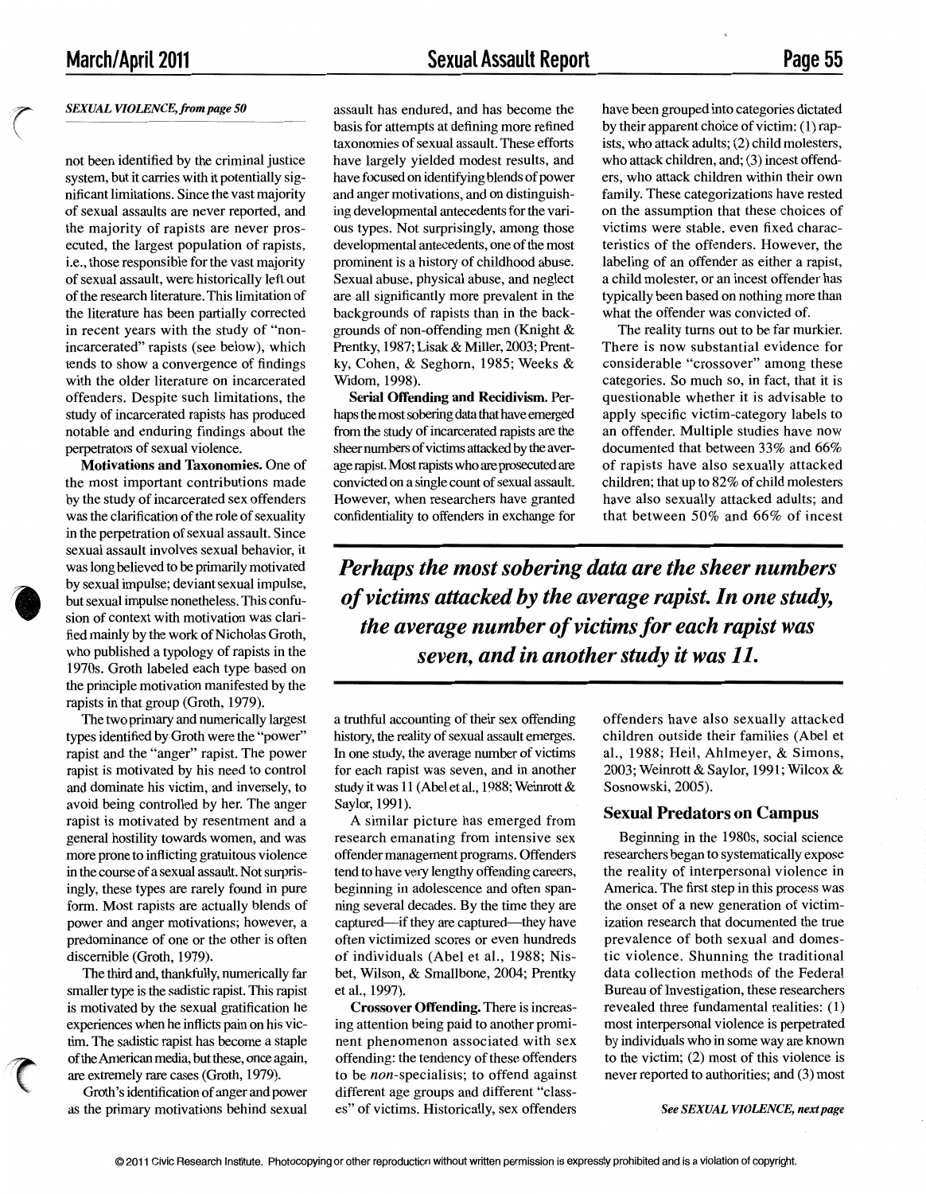*SEXUAL VIOLENCE, from page 50*

not been identified by the criminal justice system, but it carries with it potentially significant limitations. Since the vast majority of sexual assaults are never reported, and the majority of rapists are never prosecuted, the largest population of rapists, i.e., those responsible for the vast majority of sexual assault, were historically left out of the research literature. This limitation of the literature has been partially corrected in recent years with the study of "non-incarcerated" rapists (see below), which tends to show a convergence of findings with the older literature on incarcerated offenders. Despite such limitations, the study of incarcerated rapists has produced notable and enduring findings about the perpetrators of sexual violence.

**Motivations and Taxonomies.** One of the most important contributions made by the study of incarcerated sex offenders was the clarification of the role of sexuality in the perpetration of sexual assault. Since sexual assault involves sexual behavior, it was long believed to be primarily motivated by sexual impulse; deviant sexual impulse, but sexual impulse nonetheless. This confusion of context with motivation was clarified mainly by the work of Nicholas Groth, who published a typology of rapists in the 1970s. Groth labeled each type based on the principle motivation manifested by the rapists in that group (Groth, 1979).

The two primary and numerically largest types identified by Groth were the "power" rapist and the "anger" rapist. The power rapist is motivated by his need to control and dominate his victim, and inversely, to avoid being controlled by her. The anger rapist is motivated by resentment and a general hostility towards women, and was more prone to inflicting gratuitous violence in the course of a sexual assault. Not surprisingly, these types are rarely found in pure form. Most rapists are actually blends of power and anger motivations; however, a predominance of one or the other is often discernible (Groth, 1979).

The third and, thankfully, numerically far smaller type is the sadistic rapist. This rapist is motivated by the sexual gratification he experiences when he inflicts pain on his victim. The sadistic rapist has become a staple of the American media, but these, once again, are extremely rare cases (Groth, 1979).

Groth's identification of anger and power as the primary motivations behind sexual assault has endured, and has become the basis for attempts at defining more refined taxonomies of sexual assault. These efforts have largely yielded modest results, and have focused on identifying blends of power and anger motivations, and on distinguishing developmental antecedents for the various types. Not surprisingly, among those developmental antecedents, one of the most prominent is a history of childhood abuse. Sexual abuse, physical abuse, and neglect are all significantly more prevalent in the backgrounds of rapists than in the backgrounds of non-offending men (Knight & Prentky, 1987; Lisak & Miller, 2003; Prentky, Cohen, & Seghorn, 1985; Weeks & Widom, 1998).

**Serial Offending and Recidivism.** Perhaps the most sobering data that have emerged from the study of incarcerated rapists are the sheer numbers of victims attacked by the average rapist. Most rapists who are prosecuted are convicted on a single count of sexual assault. However, when researchers have granted confidentiality to offenders in exchange for a truthful accounting of their sex offending history, the reality of sexual assault emerges. In one study, the average number of victims for each rapist was seven, and in another study it was 11 (Abel et al., 1988; Weinrott & Saylor, 1991).

A similar picture has emerged from research emanating from intensive sex offender management programs. Offenders tend to have very lengthy offending careers, beginning in adolescence and often spanning several decades. By the time they are captured—if they are captured—they have often victimized scores or even hundreds of individuals (Abel et al., 1988; Nisbet, Wilson, & Smallbone, 2004; Prentky et al., 1997).

**Crossover Offending.** There is increasing attention being paid to another prominent phenomenon associated with sex offending: the tendency of these offenders to be *non*-specialists; to offend against different age groups and different "classes" of victims. Historically, sex offenders have been grouped into categories dictated by their apparent choice of victim: (1) rapists, who attack adults; (2) child molesters, who attack children, and; (3) incest offenders, who attack children within their own family. These categorizations have rested on the assumption that these choices of victims were stable, even fixed characteristics of the offenders. However, the labeling of an offender as either a rapist, a child molester, or an incest offender has typically been based on nothing more than what the offender was convicted of.

The reality turns out to be far murkier. There is now substantial evidence for considerable "crossover" among these categories. So much so, in fact, that it is questionable whether it is advisable to apply specific victim-category labels to an offender. Multiple studies have now documented that between 33% and 66% of rapists have also sexually attacked children; that up to 82% of child molesters have also sexually attacked adults; and that between 50% and 66% of incest offenders have also sexually attacked children outside their families (Abel et al., 1988; Heil, Ahlmeyer, & Simons, 2003; Weinrott & Saylor, 1991; Wilcox & Sosnowski, 2005).

> ***Perhaps the most sobering data are the sheer numbers of victims attacked by the average rapist. In one study, the average number of victims for each rapist was seven, and in another study it was 11.***

## Sexual Predators on Campus

Beginning in the 1980s, social science researchers began to systematically expose the reality of interpersonal violence in America. The first step in this process was the onset of a new generation of victimization research that documented the true prevalence of both sexual and domestic violence. Shunning the traditional data collection methods of the Federal Bureau of Investigation, these researchers revealed three fundamental realities: (1) most interpersonal violence is perpetrated by individuals who in some way are known to the victim; (2) most of this violence is never reported to authorities; and (3) most

*See SEXUAL VIOLENCE, next page*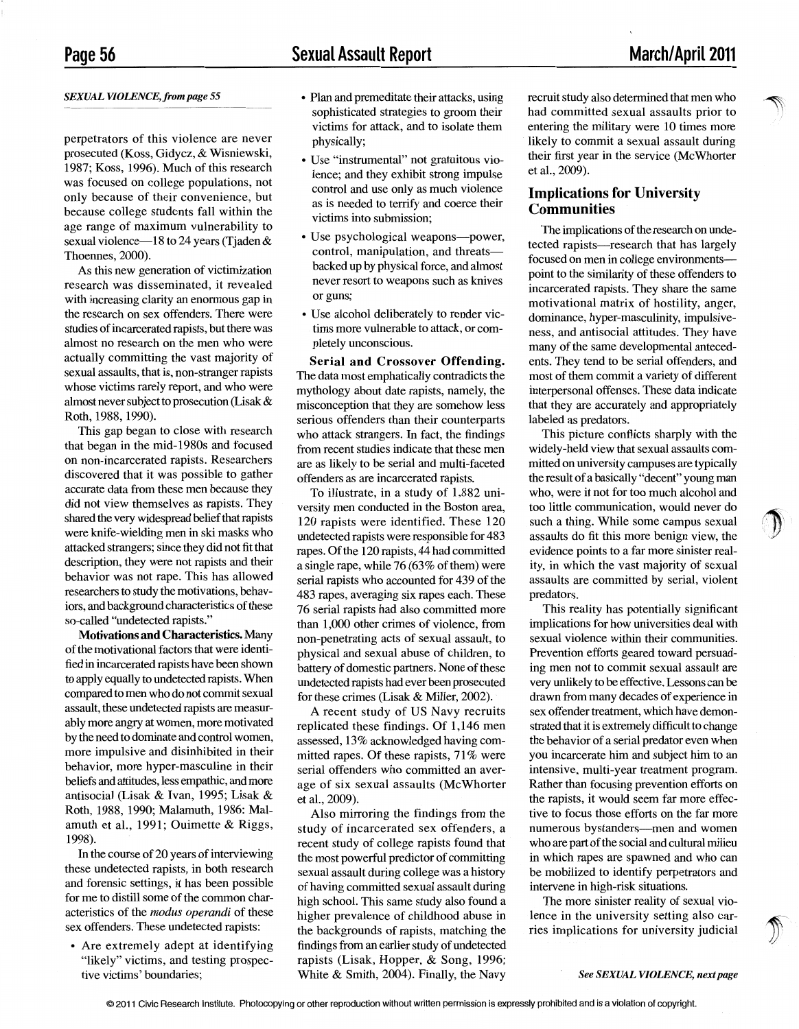*SEXUAL VIOLENCE, from page 55*

perpetrators of this violence are never prosecuted (Koss, Gidycz, & Wisniewski, 1987; Koss, 1996). Much of this research was focused on college populations, not only because of their convenience, but because college students fall within the age range of maximum vulnerability to sexual violence—18 to 24 years (Tjaden & Thoennes, 2000).

As this new generation of victimization research was disseminated, it revealed with increasing clarity an enormous gap in the research on sex offenders. There were studies of incarcerated rapists, but there was almost no research on the men who were actually committing the vast majority of sexual assaults, that is, non-stranger rapists whose victims rarely report, and who were almost never subject to prosecution (Lisak & Roth, 1988, 1990).

This gap began to close with research that began in the mid-1980s and focused on non-incarcerated rapists. Researchers discovered that it was possible to gather accurate data from these men because they did not view themselves as rapists. They shared the very widespread belief that rapists were knife-wielding men in ski masks who attacked strangers; since they did not fit that description, they were not rapists and their behavior was not rape. This has allowed researchers to study the motivations, behaviors, and background characteristics of these so-called "undetected rapists."

**Motivations and Characteristics.** Many of the motivational factors that were identified in incarcerated rapists have been shown to apply equally to undetected rapists. When compared to men who do not commit sexual assault, these undetected rapists are measurably more angry at women, more motivated by the need to dominate and control women, more impulsive and disinhibited in their behavior, more hyper-masculine in their beliefs and attitudes, less empathic, and more antisocial (Lisak & Ivan, 1995; Lisak & Roth, 1988, 1990; Malamuth, 1986; Malamuth et al., 1991; Ouimette & Riggs, 1998).

In the course of 20 years of interviewing these undetected rapists, in both research and forensic settings, it has been possible for me to distill some of the common characteristics of the *modus operandi* of these sex offenders. These undetected rapists:

- Are extremely adept at identifying "likely" victims, and testing prospective victims' boundaries;
- Plan and premeditate their attacks, using sophisticated strategies to groom their victims for attack, and to isolate them physically;
- Use "instrumental" not gratuitous violence; and they exhibit strong impulse control and use only as much violence as is needed to terrify and coerce their victims into submission;
- Use psychological weapons—power, control, manipulation, and threats—backed up by physical force, and almost never resort to weapons such as knives or guns;
- Use alcohol deliberately to render victims more vulnerable to attack, or completely unconscious.

**Serial and Crossover Offending.** The data most emphatically contradicts the mythology about date rapists, namely, the misconception that they are somehow less serious offenders than their counterparts who attack strangers. In fact, the findings from recent studies indicate that these men are as likely to be serial and multi-faceted offenders as are incarcerated rapists.

To illustrate, in a study of 1,882 university men conducted in the Boston area, 120 rapists were identified. These 120 undetected rapists were responsible for 483 rapes. Of the 120 rapists, 44 had committed a single rape, while 76 (63% of them) were serial rapists who accounted for 439 of the 483 rapes, averaging six rapes each. These 76 serial rapists had also committed more than 1,000 other crimes of violence, from non-penetrating acts of sexual assault, to physical and sexual abuse of children, to battery of domestic partners. None of these undetected rapists had ever been prosecuted for these crimes (Lisak & Miller, 2002).

A recent study of US Navy recruits replicated these findings. Of 1,146 men assessed, 13% acknowledged having committed rapes. Of these rapists, 71% were serial offenders who committed an average of six sexual assaults (McWhorter et al., 2009).

Also mirroring the findings from the study of incarcerated sex offenders, a recent study of college rapists found that the most powerful predictor of committing sexual assault during college was a history of having committed sexual assault during high school. This same study also found a higher prevalence of childhood abuse in the backgrounds of rapists, matching the findings from an earlier study of undetected rapists (Lisak, Hopper, & Song, 1996; White & Smith, 2004). Finally, the Navy recruit study also determined that men who had committed sexual assaults prior to entering the military were 10 times more likely to commit a sexual assault during their first year in the service (McWhorter et al., 2009).

## Implications for University Communities

The implications of the research on undetected rapists—research that has largely focused on men in college environments—point to the similarity of these offenders to incarcerated rapists. They share the same motivational matrix of hostility, anger, dominance, hyper-masculinity, impulsiveness, and antisocial attitudes. They have many of the same developmental antecedents. They tend to be serial offenders, and most of them commit a variety of different interpersonal offenses. These data indicate that they are accurately and appropriately labeled as predators.

This picture conflicts sharply with the widely-held view that sexual assaults committed on university campuses are typically the result of a basically "decent" young man who, were it not for too much alcohol and too little communication, would never do such a thing. While some campus sexual assaults do fit this more benign view, the evidence points to a far more sinister reality, in which the vast majority of sexual assaults are committed by serial, violent predators.

This reality has potentially significant implications for how universities deal with sexual violence within their communities. Prevention efforts geared toward persuading men not to commit sexual assault are very unlikely to be effective. Lessons can be drawn from many decades of experience in sex offender treatment, which have demonstrated that it is extremely difficult to change the behavior of a serial predator even when you incarcerate him and subject him to an intensive, multi-year treatment program. Rather than focusing prevention efforts on the rapists, it would seem far more effective to focus those efforts on the far more numerous bystanders—men and women who are part of the social and cultural milieu in which rapes are spawned and who can be mobilized to identify perpetrators and intervene in high-risk situations.

The more sinister reality of sexual violence in the university setting also carries implications for university judicial

*See SEXUAL VIOLENCE, next page*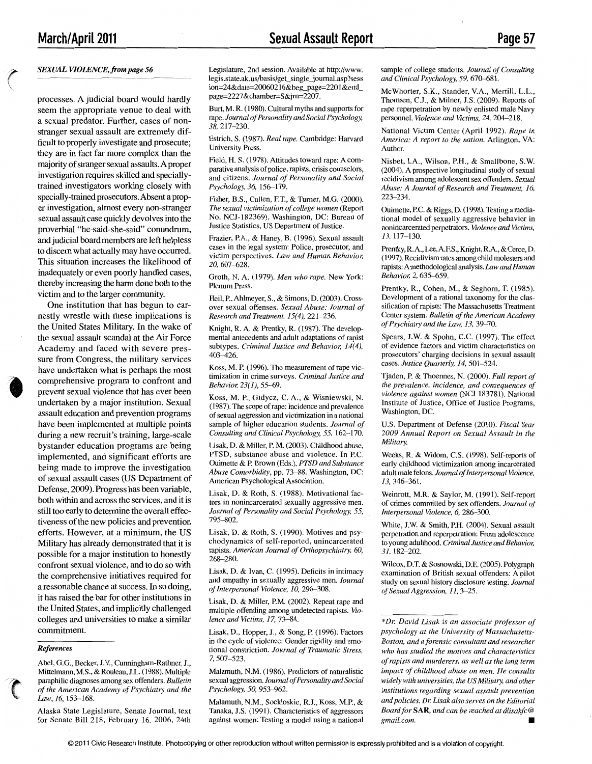*SEXUAL VIOLENCE, from page 56*

processes. A judicial board would hardly seem the appropriate venue to deal with a sexual predator. Further, cases of non-stranger sexual assault are extremely difficult to properly investigate and prosecute; they are in fact far more complex than the majority of stranger sexual assaults. A proper investigation requires skilled and specially-trained investigators working closely with specially-trained prosecutors. Absent a proper investigation, almost every non-stranger sexual assault case quickly devolves into the proverbial "he-said-she-said" conundrum, and judicial board members are left helpless to discern what actually may have occurred. This situation increases the likelihood of inadequately or even poorly handled cases, thereby increasing the harm done both to the victim and to the larger community.

One institution that has begun to earnestly wrestle with these implications is the United States Military. In the wake of the sexual assault scandal at the Air Force Academy and faced with severe pressure from Congress, the military services have undertaken what is perhaps the most comprehensive program to confront and prevent sexual violence that has ever been undertaken by a major institution. Sexual assault education and prevention programs have been implemented at multiple points during a new recruit's training, large-scale bystander education programs are being implemented, and significant efforts are being made to improve the investigation of sexual assault cases (US Department of Defense, 2009). Progress has been variable, both within and across the services, and it is still too early to determine the overall effectiveness of the new policies and prevention efforts. However, at a minimum, the US Military has already demonstrated that it is possible for a major institution to honestly confront sexual violence, and to do so with the comprehensive initiatives required for a reasonable chance at success. In so doing, it has raised the bar for other institutions in the United States, and implicitly challenged colleges and universities to make a similar commitment.

## References

Abel, G.G., Becker, J.V., Cunningham-Rathner, J., Mittelmann, M.S., & Rouleau, J.L. (1988). Multiple paraphilic diagnoses among sex offenders. *Bulletin of the American Academy of Psychiatry and the Law, 16,* 153–168.

Alaska State Legislature, Senate Journal, text for Senate Bill 218, February 16, 2006, 24th Legislature, 2nd session. Available at http://www.legis.state.ak.us/basis/get_single_journal.asp?session=24&date=20060216&beg_page=2201&end_page=2227&chamber=S&jrn=2207.

Burt, M. R. (1980). Cultural myths and supports for rape. *Journal of Personality and Social Psychology, 38,* 217–230.

Estrich, S. (1987). *Real rape.* Cambridge: Harvard University Press.

Field, H. S. (1978). Attitudes toward rape: A comparative analysis of police, rapists, crisis counselors, and citizens. *Journal of Personality and Social Psychology, 36,* 156–179.

Fisher, B.S., Cullen, F.T., & Turner, M.G. (2000). *The sexual victimization of college women* (Report No. NCJ-182369). Washington, DC: Bureau of Justice Statistics, US Department of Justice.

Frazier, P.A., & Haney, B. (1996). Sexual assault cases in the legal system: Police, prosecutor, and victim perspectives. *Law and Human Behavior, 20,* 607–628.

Groth, N. A. (1979). *Men who rape.* New York: Plenum Press.

Heil, P., Ahlmeyer, S., & Simons, D. (2003). Crossover sexual offenses. *Sexual Abuse: Journal of Research and Treatment. 15(4),* 221–236.

Knight, R. A. & Prentky, R. (1987). The developmental antecedents and adult adaptations of rapist subtypes. *Criminal Justice and Behavior, 14(4),* 403–426.

Koss, M. P. (1996). The measurement of rape victimization in crime surveys. *Criminal Justice and Behavior. 23(1),* 55–69.

Koss, M. P., Gidycz, C. A., & Wisniewski, N. (1987). The scope of rape: Incidence and prevalence of sexual aggression and victimization in a national sample of higher education students. *Journal of Consulting and Clinical Psychology, 55,* 162–170.

Lisak, D. & Miller, P. M. (2003). Childhood abuse, PTSD, substance abuse and violence. In P.C. Ouimette & P. Brown (Eds.), *PTSD and Substance Abuse Comorbidity*, pp. 73–88. Washington, DC: American Psychological Association.

Lisak, D. & Roth, S. (1988). Motivational factors in nonincarcerated sexually aggressive men. *Journal of Personality and Social Psychology, 55,* 795–802.

Lisak, D. & Roth, S. (1990). Motives and psychodynamics of self-reported, unincarcerated rapists. *American Journal of Orthopsychiatry, 60,* 268–280.

Lisak, D. & Ivan, C. (1995). Deficits in intimacy and empathy in sexually aggressive men. *Journal of Interpersonal Violence, 10,* 296–308.

Lisak, D. & Miller, P.M. (2002). Repeat rape and multiple offending among undetected rapists. *Violence and Victims, 17,* 73–84.

Lisak, D., Hopper, J., & Song, P. (1996). Factors in the cycle of violence: Gender rigidity and emotional constriction. *Journal of Traumatic Stress, 7,* 507–523.

Malamuth, N.M. (1986). Predictors of naturalistic sexual aggression. *Journal of Personality and Social Psychology, 50,* 953–962.

Malamuth, N.M., Sockloskie, R.J., Koss, M.P., & Tanaka, J.S. (1991). Characteristics of aggressors against women: Testing a model using a national sample of college students. *Journal of Consulting and Clinical Psychology, 59,* 670–681.

McWhorter, S.K., Stander, V.A., Merrill, L.L., Thomsen, C.J., & Milner, J.S. (2009). Reports of rape reperpetration by newly enlisted male Navy personnel. *Violence and Victims, 24,* 204–218.

National Victim Center (April 1992). *Rape in America: A report to the nation.* Arlington, VA: Author.

Nisbet, I.A., Wilson, P.H., & Smallbone, S.W. (2004). A prospective longitudinal study of sexual recidivism among adolescent sex offenders. *Sexual Abuse: A Journal of Research and Treatment, 16,* 223–234.

Ouimette, P.C. & Riggs, D. (1998). Testing a mediational model of sexually aggressive behavior in nonincarcerated perpetrators. *Violence and Victims, 13,* 117–130.

Prentky, R.A., Lee, A.F.S., Knight, R.A., & Cerce, D. (1997). Recidivism rates among child molesters and rapists: A methodological analysis. *Law and Human Behavior, 2,* 635–659.

Prentky, R., Cohen, M., & Seghorn, T. (1985). Development of a rational taxonomy for the classification of rapists: The Massachusetts Treatment Center system. *Bulletin of the American Academy of Psychiatry and the Law, 13,* 39–70.

Spears, J.W. & Spohn, C.C. (1997). The effect of evidence factors and victim characteristics on prosecutors' charging decisions in sexual assault cases. *Justice Quarterly, 14,* 501–524.

Tjaden, P. & Thoennes, N. (2000). *Full report of the prevalence, incidence, and consequences of violence against women* (NCJ 183781). National Institute of Justice, Office of Justice Programs, Washington, DC.

U.S. Department of Defense (2010). *Fiscal Year 2009 Annual Report on Sexual Assault in the Military.*

Weeks, R. & Widom, C.S. (1998). Self-reports of early childhood victimization among incarcerated adult male felons. *Journal of Interpersonal Violence, 13,* 346–361.

Weinrott, M.R. & Saylor, M. (1991). Self-report of crimes committed by sex offenders. *Journal of Interpersonal Violence, 6,* 286–300.

White, J.W. & Smith, P.H. (2004). Sexual assault perpetration and reperpetration: From adolescence to young adulthood. *Criminal Justice and Behavior, 31,* 182–202.

Wilcox, D.T. & Sosnowski, D.E. (2005). Polygraph examination of British sexual offenders: A pilot study on sexual history disclosure testing. *Journal of Sexual Aggression, 11,* 3–25.

---

*\*Dr. David Lisak is an associate professor of psychology at the University of Massachusetts-Boston, and a forensic consultant and researcher who has studied the motives and characteristics of rapists and murderers, as well as the long term impact of childhood abuse on men. He consults widely with universities, the US Military, and other institutions regarding sexual assault prevention and policies. Dr. Lisak also serves on the Editorial Board for* **SAR**, *and can be reached at dlisakfc@gmail.com.*

© 2011 Civic Research Institute. Photocopying or other reproduction without written permission is expressly prohibited and is a violation of copyright.